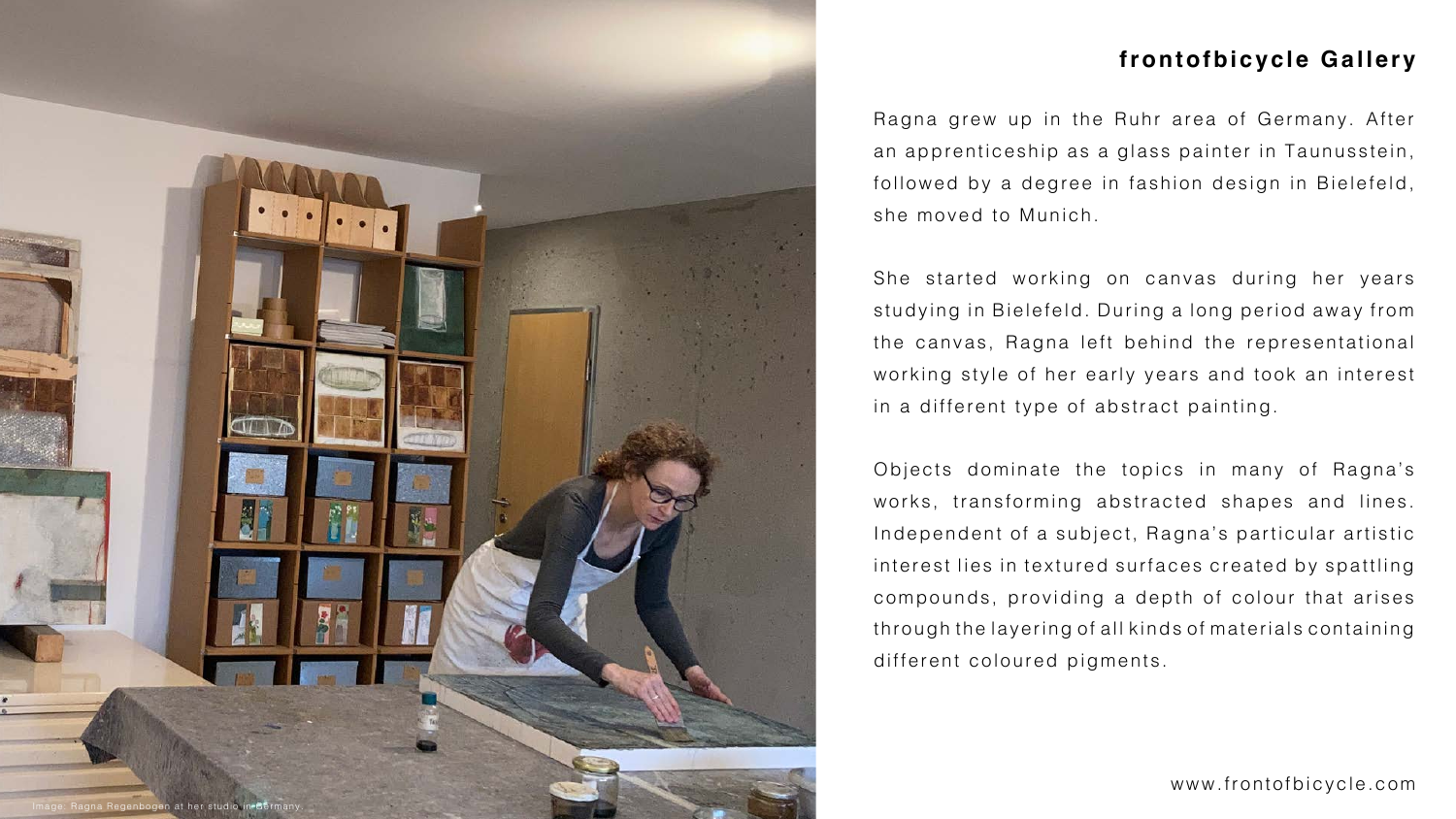## frontofbicycle Gallery

Ragna grew up in the Ruhr area of Germany. After an apprenticeship as a glass painter in Taunusstein, followed by a degree in fashion design in Bielefeld, she moved to Munich.

She started working on canvas during her years studying in Bielefeld. During a long period away from the canvas, Ragna left behind the representational working style of her early years and took an interest in a different type of abstract painting.

Objects dominate the topics in many of Ragna's works, transforming abstracted shapes and lines. Independent of a subject, Ragna's particular artistic interest lies in textured surfaces created by spattling compounds, providing a depth of colour that arises through the layering of all kinds of materials containing different coloured pigments.

Image: Ragna Regenbogen at her studio in Germany.

www.frontofbicycle.com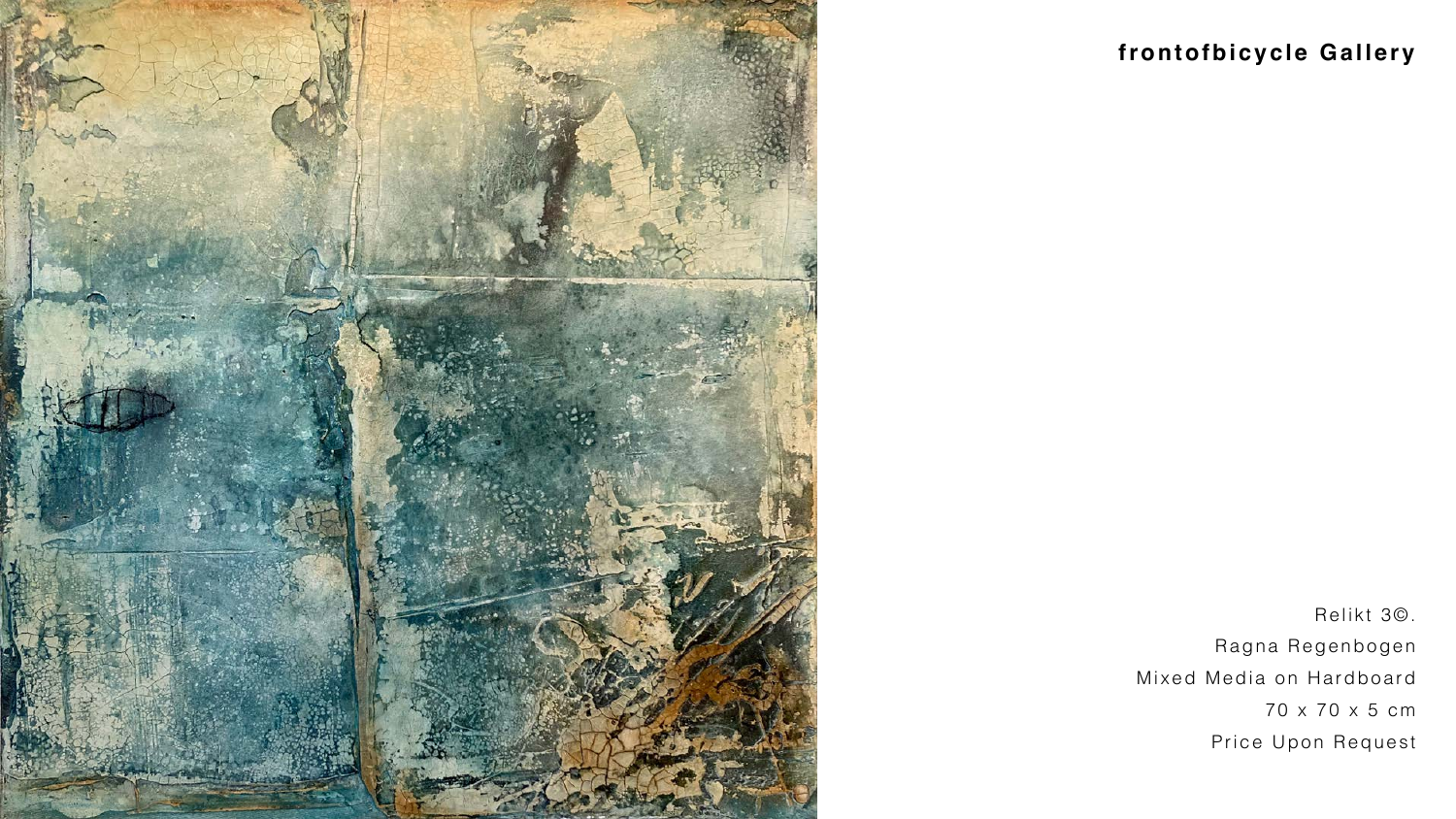**frontofbicycle Gallery**

Relikt 3©.

Ragna Regenbogen

Mixed Media on Hardboard

70 x 70 x 5 cm

Price Upon Request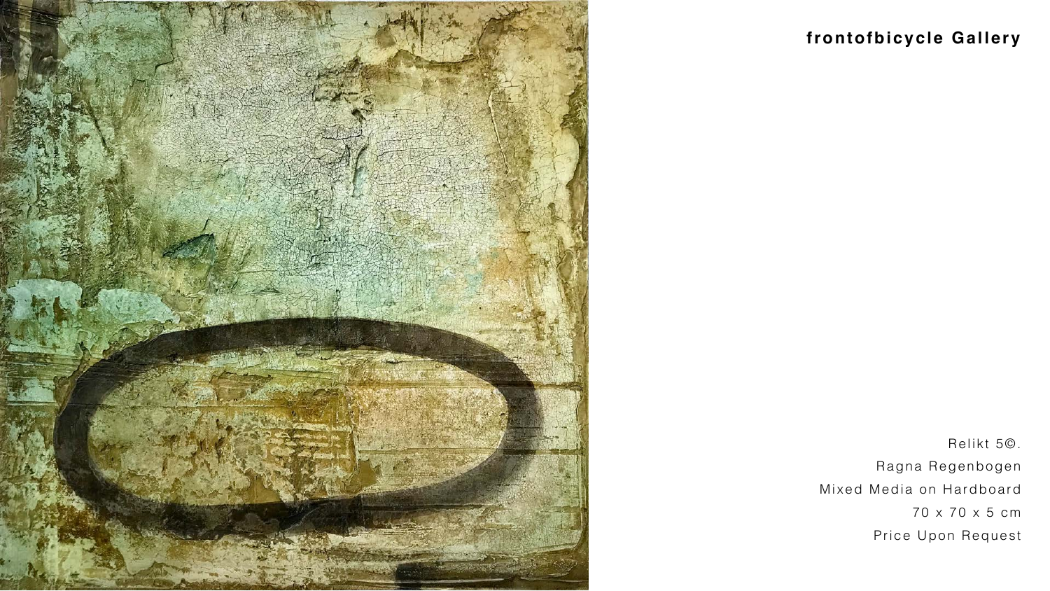**frontofbicycle Gallery**

Relikt 5©.

Ragna Regenbogen

Mixed Media on Hardboard

70 x 70 x 5 cm

Price Upon Request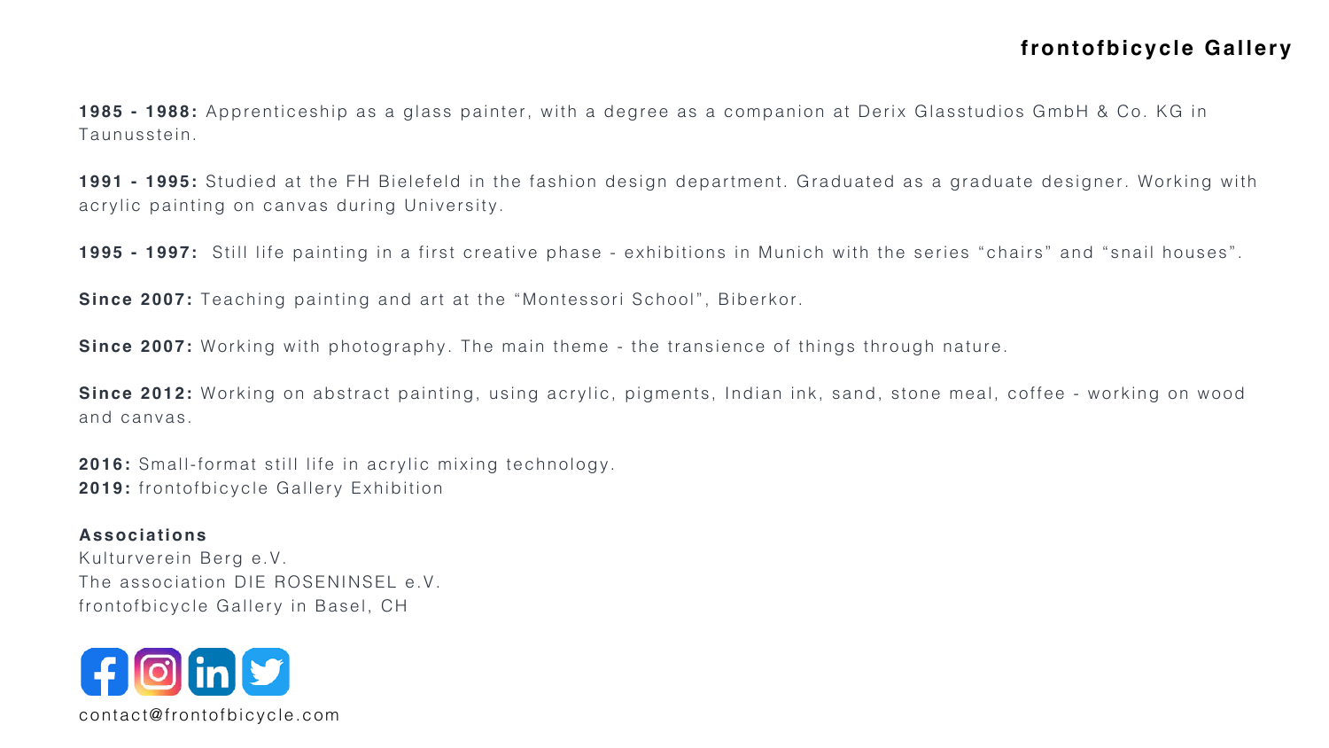**frontofbicycle Gallery**

**1985 - 1988:** Apprenticeship as a glass painter, with a degree as a companion at Derix Glasstudios GmbH & Co. KG in Taunusstein.

**1991 - 1995:** Studied at the FH Bielefeld in the fashion design department. Graduated as a graduate designer. Working with acrylic painting on canvas during University.

**1995 - 1997:** Still life painting in a first creative phase - exhibitions in Munich with the series “chairs” and “snail houses”.

**Since 2007:** Teaching painting and art at the “Montessori School”, Biberkor.

**Since 2007:** Working with photography. The main theme - the transience of things through nature.

**Since 2012:** Working on abstract painting, using acrylic, pigments, Indian ink, sand, stone meal, coffee - working on wood and canvas.

**2016:** Small-format still life in acrylic mixing technology.
**2019:** frontofbicycle Gallery Exhibition

**Associations**
Kulturverein Berg e.V.
The association DIE ROSENINSEL e.V.
frontofbicycle Gallery in Basel, CH

contact@frontofbicycle.com